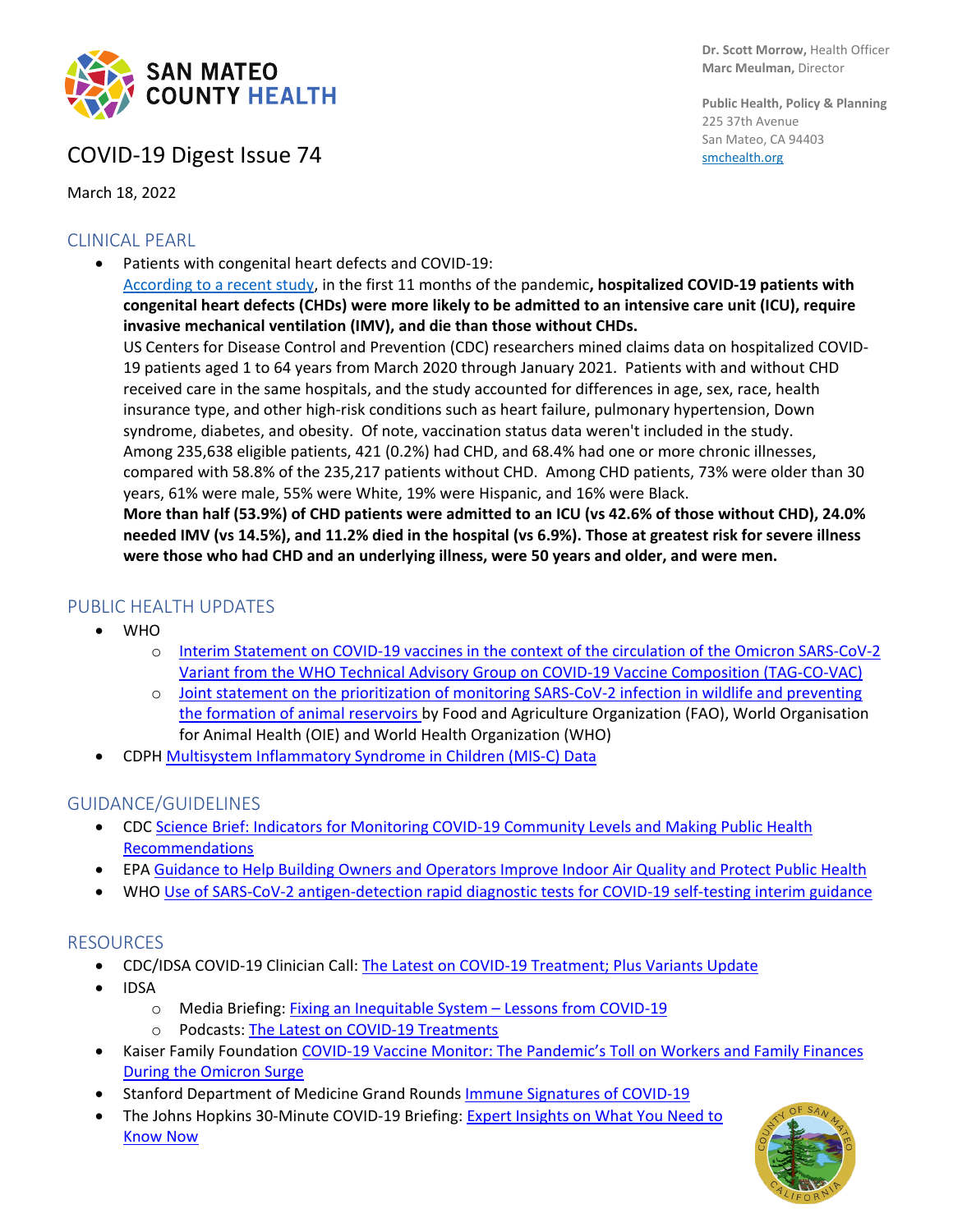Dr. Scott Morrow, Health Officer
Marc Meulman, Director

Public Health, Policy & Planning
225 37th Avenue
San Mateo, CA 94403
smchealth.org

# COVID-19 Digest Issue 74

March 18, 2022

## CLINICAL PEARL

- Patients with congenital heart defects and COVID-19:
  According to a recent study, in the first 11 months of the pandemic**, hospitalized COVID-19 patients with congenital heart defects (CHDs) were more likely to be admitted to an intensive care unit (ICU), require invasive mechanical ventilation (IMV), and die than those without CHDs.**
  US Centers for Disease Control and Prevention (CDC) researchers mined claims data on hospitalized COVID-19 patients aged 1 to 64 years from March 2020 through January 2021. Patients with and without CHD received care in the same hospitals, and the study accounted for differences in age, sex, race, health insurance type, and other high-risk conditions such as heart failure, pulmonary hypertension, Down syndrome, diabetes, and obesity. Of note, vaccination status data weren't included in the study.
  Among 235,638 eligible patients, 421 (0.2%) had CHD, and 68.4% had one or more chronic illnesses, compared with 58.8% of the 235,217 patients without CHD. Among CHD patients, 73% were older than 30 years, 61% were male, 55% were White, 19% were Hispanic, and 16% were Black.
  **More than half (53.9%) of CHD patients were admitted to an ICU (vs 42.6% of those without CHD), 24.0% needed IMV (vs 14.5%), and 11.2% died in the hospital (vs 6.9%). Those at greatest risk for severe illness were those who had CHD and an underlying illness, were 50 years and older, and were men.**

## PUBLIC HEALTH UPDATES

- WHO
  - Interim Statement on COVID-19 vaccines in the context of the circulation of the Omicron SARS-CoV-2 Variant from the WHO Technical Advisory Group on COVID-19 Vaccine Composition (TAG-CO-VAC)
  - Joint statement on the prioritization of monitoring SARS-CoV-2 infection in wildlife and preventing the formation of animal reservoirs by Food and Agriculture Organization (FAO), World Organisation for Animal Health (OIE) and World Health Organization (WHO)
- CDPH Multisystem Inflammatory Syndrome in Children (MIS-C) Data

## GUIDANCE/GUIDELINES

- CDC Science Brief: Indicators for Monitoring COVID-19 Community Levels and Making Public Health Recommendations
- EPA Guidance to Help Building Owners and Operators Improve Indoor Air Quality and Protect Public Health
- WHO Use of SARS-CoV-2 antigen-detection rapid diagnostic tests for COVID-19 self-testing interim guidance

## RESOURCES

- CDC/IDSA COVID-19 Clinician Call: The Latest on COVID-19 Treatment; Plus Variants Update
- IDSA
  - Media Briefing: Fixing an Inequitable System – Lessons from COVID-19
  - Podcasts: The Latest on COVID-19 Treatments
- Kaiser Family Foundation COVID-19 Vaccine Monitor: The Pandemic's Toll on Workers and Family Finances During the Omicron Surge
- Stanford Department of Medicine Grand Rounds Immune Signatures of COVID-19
- The Johns Hopkins 30-Minute COVID-19 Briefing: Expert Insights on What You Need to Know Now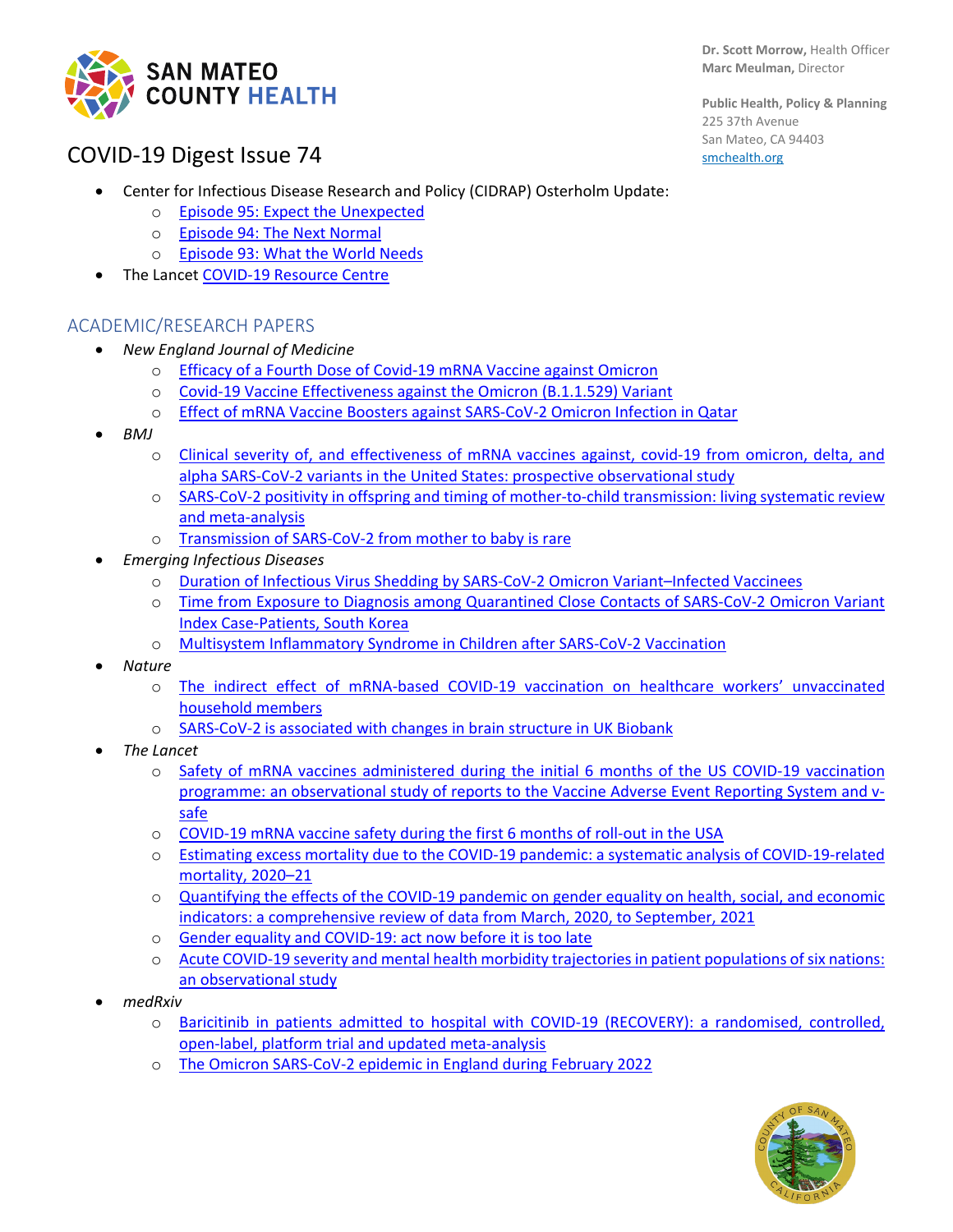# COVID-19 Digest Issue 74

- Center for Infectious Disease Research and Policy (CIDRAP) Osterholm Update:
  - Episode 95: Expect the Unexpected
  - Episode 94: The Next Normal
  - Episode 93: What the World Needs
- The Lancet COVID-19 Resource Centre

## ACADEMIC/RESEARCH PAPERS

- *New England Journal of Medicine*
  - Efficacy of a Fourth Dose of Covid-19 mRNA Vaccine against Omicron
  - Covid-19 Vaccine Effectiveness against the Omicron (B.1.1.529) Variant
  - Effect of mRNA Vaccine Boosters against SARS-CoV-2 Omicron Infection in Qatar
- *BMJ*
  - Clinical severity of, and effectiveness of mRNA vaccines against, covid-19 from omicron, delta, and alpha SARS-CoV-2 variants in the United States: prospective observational study
  - SARS-CoV-2 positivity in offspring and timing of mother-to-child transmission: living systematic review and meta-analysis
  - Transmission of SARS-CoV-2 from mother to baby is rare
- *Emerging Infectious Diseases*
  - Duration of Infectious Virus Shedding by SARS-CoV-2 Omicron Variant–Infected Vaccinees
  - Time from Exposure to Diagnosis among Quarantined Close Contacts of SARS-CoV-2 Omicron Variant Index Case-Patients, South Korea
  - Multisystem Inflammatory Syndrome in Children after SARS-CoV-2 Vaccination
- *Nature*
  - The indirect effect of mRNA-based COVID-19 vaccination on healthcare workers' unvaccinated household members
  - SARS-CoV-2 is associated with changes in brain structure in UK Biobank
- *The Lancet*
  - Safety of mRNA vaccines administered during the initial 6 months of the US COVID-19 vaccination programme: an observational study of reports to the Vaccine Adverse Event Reporting System and v-safe
  - COVID-19 mRNA vaccine safety during the first 6 months of roll-out in the USA
  - Estimating excess mortality due to the COVID-19 pandemic: a systematic analysis of COVID-19-related mortality, 2020–21
  - Quantifying the effects of the COVID-19 pandemic on gender equality on health, social, and economic indicators: a comprehensive review of data from March, 2020, to September, 2021
  - Gender equality and COVID-19: act now before it is too late
  - Acute COVID-19 severity and mental health morbidity trajectories in patient populations of six nations: an observational study
- *medRxiv*
  - Baricitinib in patients admitted to hospital with COVID-19 (RECOVERY): a randomised, controlled, open-label, platform trial and updated meta-analysis
  - The Omicron SARS-CoV-2 epidemic in England during February 2022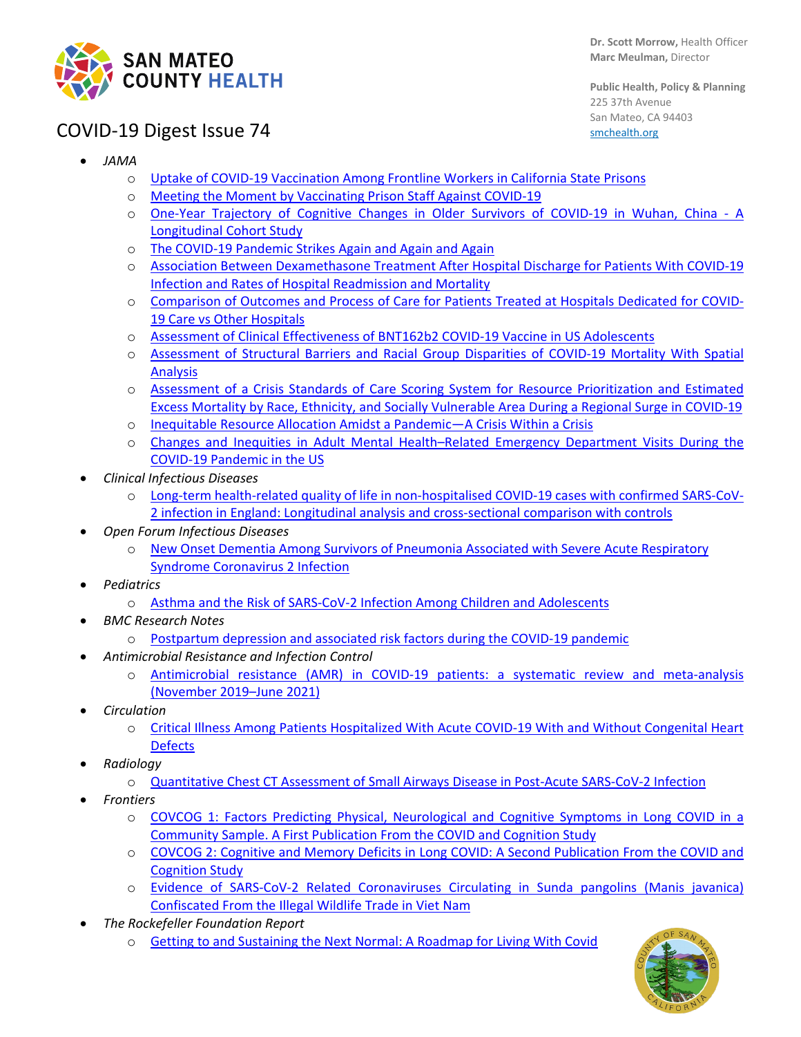# COVID-19 Digest Issue 74

Dr. Scott Morrow, Health Officer
Marc Meulman, Director

Public Health, Policy & Planning
225 37th Avenue
San Mateo, CA 94403
smchealth.org

- *JAMA*
  - Uptake of COVID-19 Vaccination Among Frontline Workers in California State Prisons
  - Meeting the Moment by Vaccinating Prison Staff Against COVID-19
  - One-Year Trajectory of Cognitive Changes in Older Survivors of COVID-19 in Wuhan, China - A Longitudinal Cohort Study
  - The COVID-19 Pandemic Strikes Again and Again and Again
  - Association Between Dexamethasone Treatment After Hospital Discharge for Patients With COVID-19 Infection and Rates of Hospital Readmission and Mortality
  - Comparison of Outcomes and Process of Care for Patients Treated at Hospitals Dedicated for COVID-19 Care vs Other Hospitals
  - Assessment of Clinical Effectiveness of BNT162b2 COVID-19 Vaccine in US Adolescents
  - Assessment of Structural Barriers and Racial Group Disparities of COVID-19 Mortality With Spatial Analysis
  - Assessment of a Crisis Standards of Care Scoring System for Resource Prioritization and Estimated Excess Mortality by Race, Ethnicity, and Socially Vulnerable Area During a Regional Surge in COVID-19
  - Inequitable Resource Allocation Amidst a Pandemic—A Crisis Within a Crisis
  - Changes and Inequities in Adult Mental Health–Related Emergency Department Visits During the COVID-19 Pandemic in the US
- *Clinical Infectious Diseases*
  - Long-term health-related quality of life in non-hospitalised COVID-19 cases with confirmed SARS-CoV-2 infection in England: Longitudinal analysis and cross-sectional comparison with controls
- *Open Forum Infectious Diseases*
  - New Onset Dementia Among Survivors of Pneumonia Associated with Severe Acute Respiratory Syndrome Coronavirus 2 Infection
- *Pediatrics*
  - Asthma and the Risk of SARS-CoV-2 Infection Among Children and Adolescents
- *BMC Research Notes*
  - Postpartum depression and associated risk factors during the COVID-19 pandemic
- *Antimicrobial Resistance and Infection Control*
  - Antimicrobial resistance (AMR) in COVID-19 patients: a systematic review and meta-analysis (November 2019–June 2021)
- *Circulation*
  - Critical Illness Among Patients Hospitalized With Acute COVID-19 With and Without Congenital Heart Defects
- *Radiology*
  - Quantitative Chest CT Assessment of Small Airways Disease in Post-Acute SARS-CoV-2 Infection
- *Frontiers*
  - COVCOG 1: Factors Predicting Physical, Neurological and Cognitive Symptoms in Long COVID in a Community Sample. A First Publication From the COVID and Cognition Study
  - COVCOG 2: Cognitive and Memory Deficits in Long COVID: A Second Publication From the COVID and Cognition Study
  - Evidence of SARS-CoV-2 Related Coronaviruses Circulating in Sunda pangolins (Manis javanica) Confiscated From the Illegal Wildlife Trade in Viet Nam
- *The Rockefeller Foundation Report*
  - Getting to and Sustaining the Next Normal: A Roadmap for Living With Covid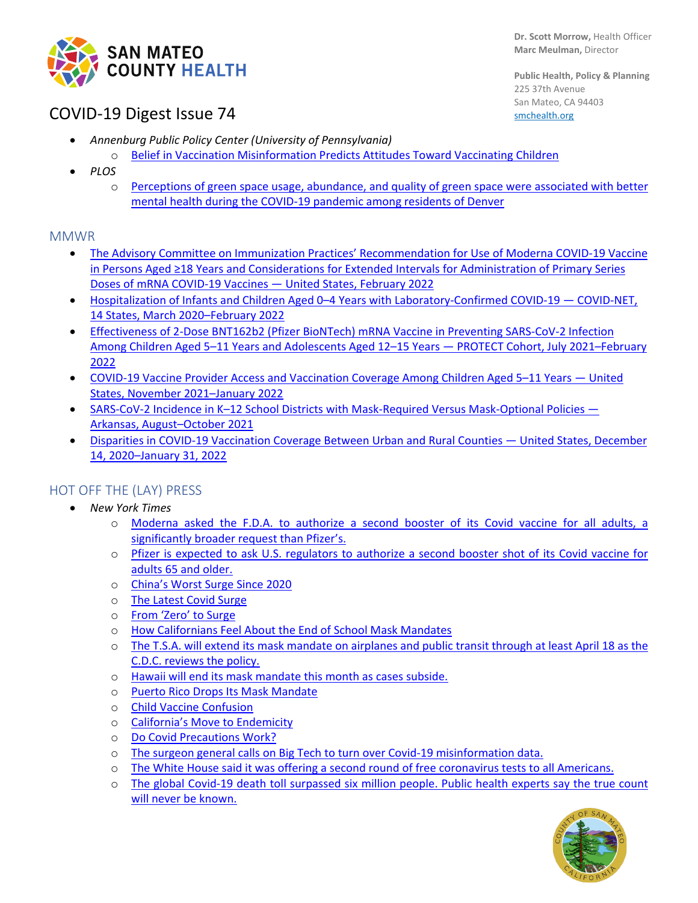# COVID-19 Digest Issue 74

- *Annenburg Public Policy Center (University of Pennsylvania)*
  - Belief in Vaccination Misinformation Predicts Attitudes Toward Vaccinating Children
- *PLOS*
  - Perceptions of green space usage, abundance, and quality of green space were associated with better mental health during the COVID-19 pandemic among residents of Denver

## MMWR

- The Advisory Committee on Immunization Practices' Recommendation for Use of Moderna COVID-19 Vaccine in Persons Aged ≥18 Years and Considerations for Extended Intervals for Administration of Primary Series Doses of mRNA COVID-19 Vaccines — United States, February 2022
- Hospitalization of Infants and Children Aged 0–4 Years with Laboratory-Confirmed COVID-19 — COVID-NET, 14 States, March 2020–February 2022
- Effectiveness of 2-Dose BNT162b2 (Pfizer BioNTech) mRNA Vaccine in Preventing SARS-CoV-2 Infection Among Children Aged 5–11 Years and Adolescents Aged 12–15 Years — PROTECT Cohort, July 2021–February 2022
- COVID-19 Vaccine Provider Access and Vaccination Coverage Among Children Aged 5–11 Years — United States, November 2021–January 2022
- SARS-CoV-2 Incidence in K–12 School Districts with Mask-Required Versus Mask-Optional Policies — Arkansas, August–October 2021
- Disparities in COVID-19 Vaccination Coverage Between Urban and Rural Counties — United States, December 14, 2020–January 31, 2022

## HOT OFF THE (LAY) PRESS

- *New York Times*
  - Moderna asked the F.D.A. to authorize a second booster of its Covid vaccine for all adults, a significantly broader request than Pfizer's.
  - Pfizer is expected to ask U.S. regulators to authorize a second booster shot of its Covid vaccine for adults 65 and older.
  - China's Worst Surge Since 2020
  - The Latest Covid Surge
  - From 'Zero' to Surge
  - How Californians Feel About the End of School Mask Mandates
  - The T.S.A. will extend its mask mandate on airplanes and public transit through at least April 18 as the C.D.C. reviews the policy.
  - Hawaii will end its mask mandate this month as cases subside.
  - Puerto Rico Drops Its Mask Mandate
  - Child Vaccine Confusion
  - California's Move to Endemicity
  - Do Covid Precautions Work?
  - The surgeon general calls on Big Tech to turn over Covid-19 misinformation data.
  - The White House said it was offering a second round of free coronavirus tests to all Americans.
  - The global Covid-19 death toll surpassed six million people. Public health experts say the true count will never be known.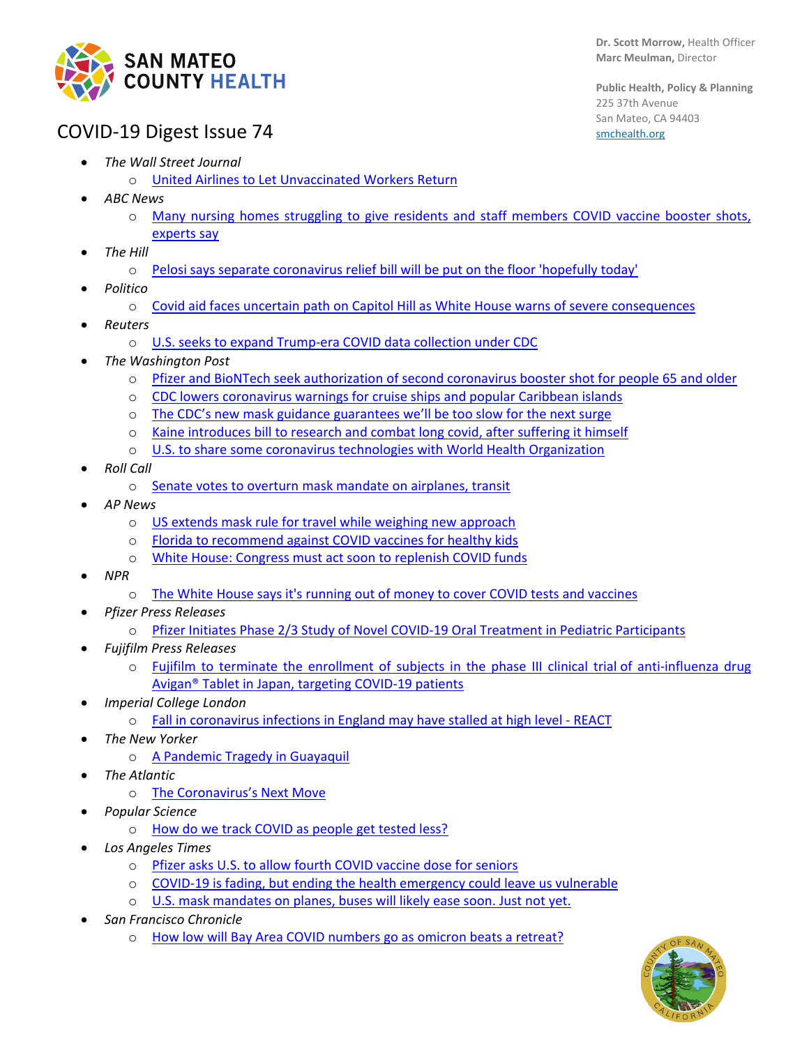Dr. Scott Morrow, Health Officer
Marc Meulman, Director

Public Health, Policy & Planning
225 37th Avenue
San Mateo, CA 94403
smchealth.org

# COVID-19 Digest Issue 74

- *The Wall Street Journal*
  - United Airlines to Let Unvaccinated Workers Return
- *ABC News*
  - Many nursing homes struggling to give residents and staff members COVID vaccine booster shots, experts say
- *The Hill*
  - Pelosi says separate coronavirus relief bill will be put on the floor 'hopefully today'
- *Politico*
  - Covid aid faces uncertain path on Capitol Hill as White House warns of severe consequences
- *Reuters*
  - U.S. seeks to expand Trump-era COVID data collection under CDC
- *The Washington Post*
  - Pfizer and BioNTech seek authorization of second coronavirus booster shot for people 65 and older
  - CDC lowers coronavirus warnings for cruise ships and popular Caribbean islands
  - The CDC's new mask guidance guarantees we'll be too slow for the next surge
  - Kaine introduces bill to research and combat long covid, after suffering it himself
  - U.S. to share some coronavirus technologies with World Health Organization
- *Roll Call*
  - Senate votes to overturn mask mandate on airplanes, transit
- *AP News*
  - US extends mask rule for travel while weighing new approach
  - Florida to recommend against COVID vaccines for healthy kids
  - White House: Congress must act soon to replenish COVID funds
- *NPR*
  - The White House says it's running out of money to cover COVID tests and vaccines
- *Pfizer Press Releases*
  - Pfizer Initiates Phase 2/3 Study of Novel COVID-19 Oral Treatment in Pediatric Participants
- *Fujifilm Press Releases*
  - Fujifilm to terminate the enrollment of subjects in the phase III clinical trial of anti-influenza drug Avigan® Tablet in Japan, targeting COVID-19 patients
- *Imperial College London*
  - Fall in coronavirus infections in England may have stalled at high level - REACT
- *The New Yorker*
  - A Pandemic Tragedy in Guayaquil
- *The Atlantic*
  - The Coronavirus's Next Move
- *Popular Science*
  - How do we track COVID as people get tested less?
- *Los Angeles Times*
  - Pfizer asks U.S. to allow fourth COVID vaccine dose for seniors
  - COVID-19 is fading, but ending the health emergency could leave us vulnerable
  - U.S. mask mandates on planes, buses will likely ease soon. Just not yet.
- *San Francisco Chronicle*
  - How low will Bay Area COVID numbers go as omicron beats a retreat?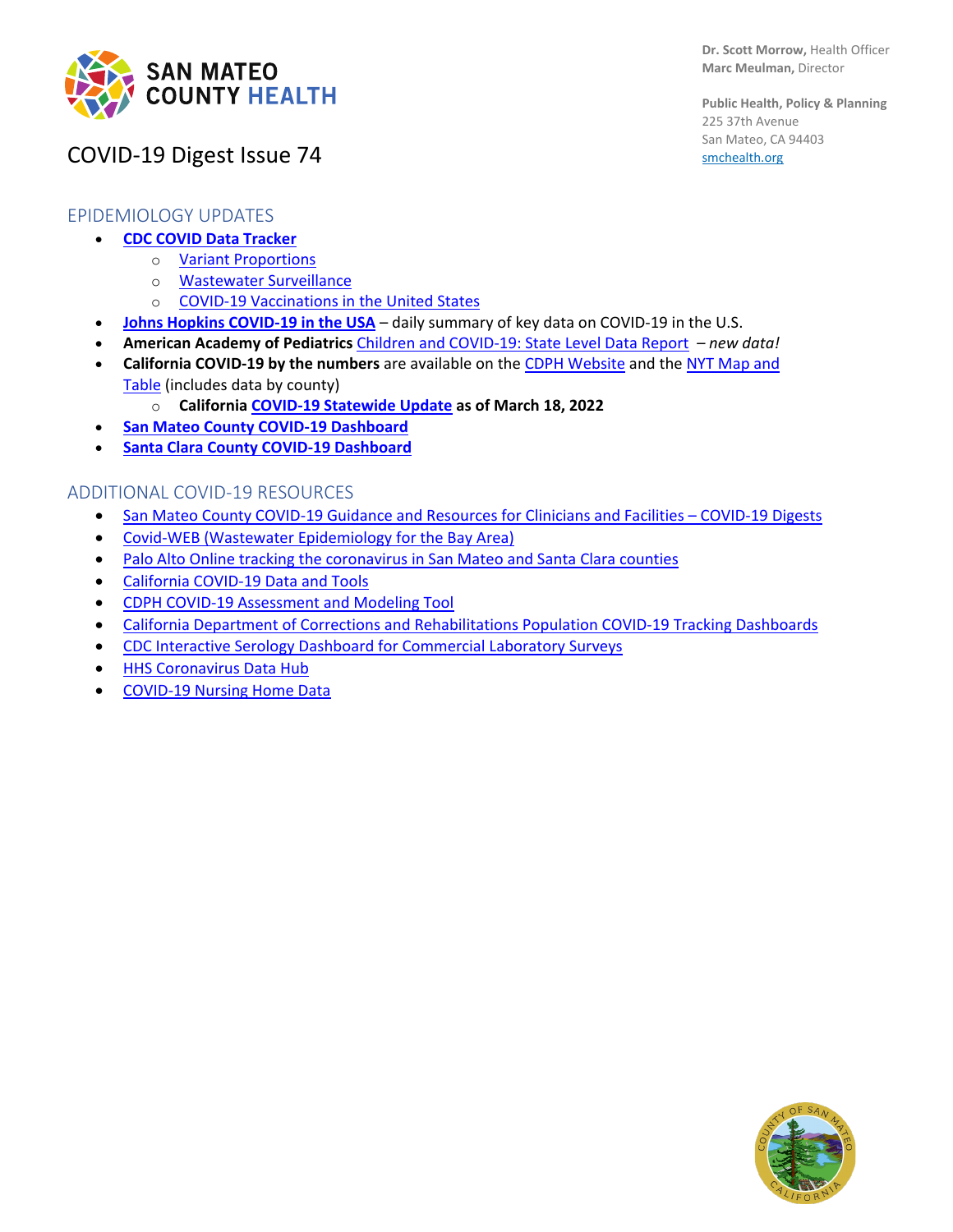SAN MATEO COUNTY HEALTH

**Dr. Scott Morrow,** Health Officer
**Marc Meulman,** Director

**Public Health, Policy & Planning**
225 37th Avenue
San Mateo, CA 94403
smchealth.org

# COVID-19 Digest Issue 74

## EPIDEMIOLOGY UPDATES

- **CDC COVID Data Tracker**
  - Variant Proportions
  - Wastewater Surveillance
  - COVID-19 Vaccinations in the United States
- **Johns Hopkins COVID-19 in the USA** – daily summary of key data on COVID-19 in the U.S.
- **American Academy of Pediatrics** Children and COVID-19: State Level Data Report – *new data!*
- **California COVID-19 by the numbers** are available on the CDPH Website and the NYT Map and Table (includes data by county)
  - **California COVID-19 Statewide Update as of March 18, 2022**
- **San Mateo County COVID-19 Dashboard**
- **Santa Clara County COVID-19 Dashboard**

## ADDITIONAL COVID-19 RESOURCES

- San Mateo County COVID-19 Guidance and Resources for Clinicians and Facilities – COVID-19 Digests
- Covid-WEB (Wastewater Epidemiology for the Bay Area)
- Palo Alto Online tracking the coronavirus in San Mateo and Santa Clara counties
- California COVID-19 Data and Tools
- CDPH COVID-19 Assessment and Modeling Tool
- California Department of Corrections and Rehabilitations Population COVID-19 Tracking Dashboards
- CDC Interactive Serology Dashboard for Commercial Laboratory Surveys
- HHS Coronavirus Data Hub
- COVID-19 Nursing Home Data